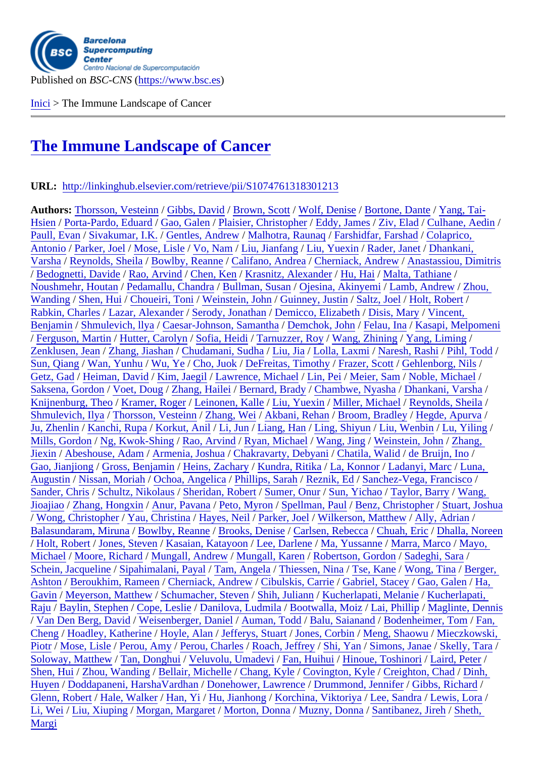Published on *BSC-CNS* (https://www.bsc.es)

Inici > The Immune Landscape of Cancer

# The Immune Landscape of Cancer

**URL:** http://linkinghub.elsevier.com/retrieve/pii/S1074761318301213

**Authors:** Thorsson, Vesteinn / Gibbs, David / Brown, Scott / Wolf, Denise / Bortone, Dante / Yang, Tai-Hsien / Porta-Pardo, Eduard / Gao, Galen / Plaisier, Christopher / Eddy, James / Ziv, Elad / Culhane, Aedin / Paull, Evan / Sivakumar, I.K. / Gentles, Andrew / Malhotra, Raunaq / Farshidfar, Farshad / Colaprico, Antonio / Parker, Joel / Mose, Lisle / Vo, Nam / Liu, Jianfang / Liu, Yuexin / Rader, Janet / Dhankani, Varsha / Reynolds, Sheila / Bowlby, Reanne / Califano, Andrea / Cherniack, Andrew / Anastassiou, Dimitris / Bedognetti, Davide / Rao, Arvind / Chen, Ken / Krasnitz, Alexander / Hu, Hai / Malta, Tathiane / Noushmehr, Houtan / Pedamallu, Chandra / Bullman, Susan / Ojesina, Akinyemi / Lamb, Andrew / Zhou, Wanding / Shen, Hui / Choueiri, Toni / Weinstein, John / Guinney, Justin / Saltz, Joel / Holt, Robert / Rabkin, Charles / Lazar, Alexander / Serody, Jonathan / Demicco, Elizabeth / Disis, Mary / Vincent, Benjamin / Shmulevich, llya / Caesar-Johnson, Samantha / Demchok, John / Felau, Ina / Kasapi, Melpomeni / Ferguson, Martin / Hutter, Carolyn / Sofia, Heidi / Tarnuzzer, Roy / Wang, Zhining / Yang, Liming / Zenklusen, Jean / Zhang, Jiashan / Chudamani, Sudha / Liu, Jia / Lolla, Laxmi / Naresh, Rashi / Pihl, Todd / Sun, Qiang / Wan, Yunhu / Wu, Ye / Cho, Juok / DeFreitas, Timothy / Frazer, Scott / Gehlenborg, Nils / Getz, Gad / Heiman, David / Kim, Jaegil / Lawrence, Michael / Lin, Pei / Meier, Sam / Noble, Michael / Saksena, Gordon / Voet, Doug / Zhang, Hailei / Bernard, Brady / Chambwe, Nyasha / Dhankani, Varsha / Knijnenburg, Theo / Kramer, Roger / Leinonen, Kalle / Liu, Yuexin / Miller, Michael / Reynolds, Sheila / Shmulevich, Ilya / Thorsson, Vesteinn / Zhang, Wei / Akbani, Rehan / Broom, Bradley / Hegde, Apurva / Ju, Zhenlin / Kanchi, Rupa / Korkut, Anil / Li, Jun / Liang, Han / Ling, Shiyun / Liu, Wenbin / Lu, Yiling / Mills, Gordon / Ng, Kwok-Shing / Rao, Arvind / Ryan, Michael / Wang, Jing / Weinstein, John / Zhang, Jiexin / Abeshouse, Adam / Armenia, Joshua / Chakravarty, Debyani / Chatila, Walid / de Bruijn, Ino / Gao, Jianjiong / Gross, Benjamin / Heins, Zachary / Kundra, Ritika / La, Konnor / Ladanyi, Marc / Luna, Augustin / Nissan, Moriah / Ochoa, Angelica / Phillips, Sarah / Reznik, Ed / Sanchez-Vega, Francisco / Sander, Chris / Schultz, Nikolaus / Sheridan, Robert / Sumer, Onur / Sun, Yichao / Taylor, Barry / Wang, Jioajiao / Zhang, Hongxin / Anur, Pavana / Peto, Myron / Spellman, Paul / Benz, Christopher / Stuart, Joshua / Wong, Christopher / Yau, Christina / Hayes, Neil / Parker, Joel / Wilkerson, Matthew / Ally, Adrian / Balasundaram, Miruna / Bowlby, Reanne / Brooks, Denise / Carlsen, Rebecca / Chuah, Eric / Dhalla, Noreen / Holt, Robert / Jones, Steven / Kasaian, Katayoon / Lee, Darlene / Ma, Yussanne / Marra, Marco / Mayo, Michael / Moore, Richard / Mungall, Andrew / Mungall, Karen / Robertson, Gordon / Sadeghi, Sara / Schein, Jacqueline / Sipahimalani, Payal / Tam, Angela / Thiessen, Nina / Tse, Kane / Wong, Tina / Berger, Ashton / Beroukhim, Rameen / Cherniack, Andrew / Cibulskis, Carrie / Gabriel, Stacey / Gao, Galen / Ha, Gavin / Meyerson, Matthew / Schumacher, Steven / Shih, Juliann / Kucherlapati, Melanie / Kucherlapati, Raju / Baylin, Stephen / Cope, Leslie / Danilova, Ludmila / Bootwalla, Moiz / Lai, Phillip / Maglinte, Dennis / Van Den Berg, David / Weisenberger, Daniel / Auman, Todd / Balu, Saianand / Bodenheimer, Tom / Fan, Cheng / Hoadley, Katherine / Hoyle, Alan / Jefferys, Stuart / Jones, Corbin / Meng, Shaowu / Mieczkowski, Piotr / Mose, Lisle / Perou, Amy / Perou, Charles / Roach, Jeffrey / Shi, Yan / Simons, Janae / Skelly, Tara / Soloway, Matthew / Tan, Donghui / Veluvolu, Umadevi / Fan, Huihui / Hinoue, Toshinori / Laird, Peter / Shen, Hui / Zhou, Wanding / Bellair, Michelle / Chang, Kyle / Covington, Kyle / Creighton, Chad / Dinh, Huyen / Doddapaneni, HarshaVardhan / Donehower, Lawrence / Drummond, Jennifer / Gibbs, Richard / Glenn, Robert / Hale, Walker / Han, Yi / Hu, Jianhong / Korchina, Viktoriya / Lee, Sandra / Lewis, Lora / Li, Wei / Liu, Xiuping / Morgan, Margaret / Morton, Donna / Muzny, Donna / Santibanez, Jireh / Sheth, Margi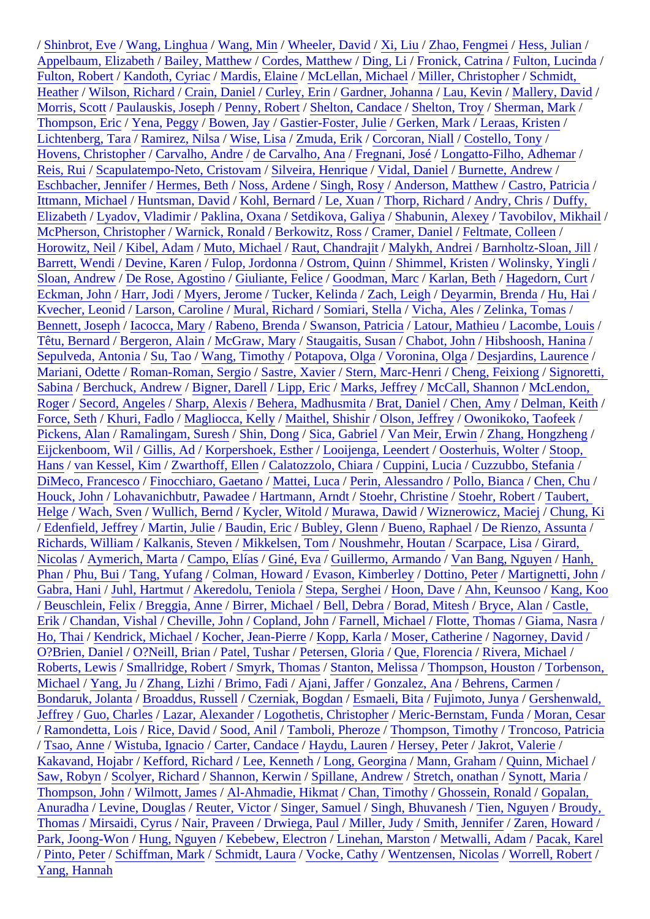/ Shinbrot, Eve / Wang, Linghua / Wang, Min / Wheeler, David / Xi, Liu / Zhao, Fengmei / Hess, Julian / Appelbaum, Elizabeth / Bailey, Matthew / Cordes, Matthew / Ding, Li / Fronick, Catrina / Fulton, Lucinda / Fulton, Robert / Kandoth, Cyriac / Mardis, Elaine / McLellan, Michael / Miller, Christopher / Schmidt, Heather / Wilson, Richard / Crain, Daniel / Curley, Erin / Gardner, Johanna / Lau, Kevin / Mallery, David / Morris, Scott / Paulauskis, Joseph / Penny, Robert / Shelton, Candace / Shelton, Troy / Sherman, Mark / Thompson, Eric / Yena, Peggy / Bowen, Jay / Gastier-Foster, Julie / Gerken, Mark / Leraas, Kristen / Lichtenberg, Tara / Ramirez, Nilsa / Wise, Lisa / Zmuda, Erik / Corcoran, Niall / Costello, Tony / Hovens, Christopher / Carvalho, Andre / de Carvalho, Ana / Fregnani, José / Longatto-Filho, Adhemar / Reis, Rui / Scapulatempo-Neto, Cristovam / Silveira, Henrique / Vidal, Daniel / Burnette, Andrew / Eschbacher, Jennifer / Hermes, Beth / Noss, Ardene / Singh, Rosy / Anderson, Matthew / Castro, Patricia / Ittmann, Michael / Huntsman, David / Kohl, Bernard / Le, Xuan / Thorp, Richard / Andry, Chris / Duffy, Elizabeth / Lyadov, Vladimir / Paklina, Oxana / Setdikova, Galiya / Shabunin, Alexey / Tavobilov, Mikhail / McPherson, Christopher / Warnick, Ronald / Berkowitz, Ross / Cramer, Daniel / Feltmate, Colleen / Horowitz, Neil / Kibel, Adam / Muto, Michael / Raut, Chandrajit / Malykh, Andrei / Barnholtz-Sloan, Jill / Barrett, Wendi / Devine, Karen / Fulop, Jordonna / Ostrom, Quinn / Shimmel, Kristen / Wolinsky, Yingli / Sloan, Andrew / De Rose, Agostino / Giuliante, Felice / Goodman, Marc / Karlan, Beth / Hagedorn, Curt / Eckman, John / Harr, Jodi / Myers, Jerome / Tucker, Kelinda / Zach, Leigh / Deyarmin, Brenda / Hu, Hai / Kvecher, Leonid / Larson, Caroline / Mural, Richard / Somiari, Stella / Vicha, Ales / Zelinka, Tomas / Bennett, Joseph / Iacocca, Mary / Rabeno, Brenda / Swanson, Patricia / Latour, Mathieu / Lacombe, Louis / Têtu, Bernard / Bergeron, Alain / McGraw, Mary / Staugaitis, Susan / Chabot, John / Hibshoosh, Hanina / Sepulveda, Antonia / Su, Tao / Wang, Timothy / Potapova, Olga / Voronina, Olga / Desjardins, Laurence / Mariani, Odette / Roman-Roman, Sergio / Sastre, Xavier / Stern, Marc-Henri / Cheng, Feixiong / Signoretti, Sabina / Berchuck, Andrew / Bigner, Darell / Lipp, Eric / Marks, Jeffrey / McCall, Shannon / McLendon, Roger / Secord, Angeles / Sharp, Alexis / Behera, Madhusmita / Brat, Daniel / Chen, Amy / Delman, Keith / Force, Seth / Khuri, Fadlo / Magliocca, Kelly / Maithel, Shishir / Olson, Jeffrey / Owonikoko, Taofeek / Pickens, Alan / Ramalingam, Suresh / Shin, Dong / Sica, Gabriel / Van Meir, Erwin / Zhang, Hongzheng / Eijckenboom, Wil / Gillis, Ad / Korpershoek, Esther / Looijenga, Leendert / Oosterhuis, Wolter / Stoop, Hans / van Kessel, Kim / Zwarthoff, Ellen / Calatozzolo, Chiara / Cuppini, Lucia / Cuzzubbo, Stefania / DiMeco, Francesco / Finocchiaro, Gaetano / Mattei, Luca / Perin, Alessandro / Pollo, Bianca / Chen, Chu / Houck, John / Lohavanichbutr, Pawadee / Hartmann, Arndt / Stoehr, Christine / Stoehr, Robert / Taubert, Helge / Wach, Sven / Wullich, Bernd / Kycler, Witold / Murawa, Dawid / Wiznerowicz, Maciej / Chung, Ki / Edenfield, Jeffrey / Martin, Julie / Baudin, Eric / Bubley, Glenn / Bueno, Raphael / De Rienzo, Assunta / Richards, William / Kalkanis, Steven / Mikkelsen, Tom / Noushmehr, Houtan / Scarpace, Lisa / Girard, Nicolas / Aymerich, Marta / Campo, Elías / Giné, Eva / Guillermo, Armando / Van Bang, Nguyen / Hanh, Phan / Phu, Bui / Tang, Yufang / Colman, Howard / Evason, Kimberley / Dottino, Peter / Martignetti, John / Gabra, Hani / Juhl, Hartmut / Akeredolu, Teniola / Stepa, Serghei / Hoon, Dave / Ahn, Keunsoo / Kang, Koo / Beuschlein, Felix / Breggia, Anne / Birrer, Michael / Bell, Debra / Borad, Mitesh / Bryce, Alan / Castle, Erik / Chandan, Vishal / Cheville, John / Copland, John / Farnell, Michael / Flotte, Thomas / Giama, Nasra / Ho, Thai / Kendrick, Michael / Kocher, Jean-Pierre / Kopp, Karla / Moser, Catherine / Nagorney, David / O?Brien, Daniel / O?Neill, Brian / Patel, Tushar / Petersen, Gloria / Que, Florencia / Rivera, Michael / Roberts, Lewis / Smallridge, Robert / Smyrk, Thomas / Stanton, Melissa / Thompson, Houston / Torbenson, Michael / Yang, Ju / Zhang, Lizhi / Brimo, Fadi / Ajani, Jaffer / Gonzalez, Ana / Behrens, Carmen / Bondaruk, Jolanta / Broaddus, Russell / Czerniak, Bogdan / Esmaeli, Bita / Fujimoto, Junya / Gershenwald, Jeffrey / Guo, Charles / Lazar, Alexander / Logothetis, Christopher / Meric-Bernstam, Funda / Moran, Cesar / Ramondetta, Lois / Rice, David / Sood, Anil / Tamboli, Pheroze / Thompson, Timothy / Troncoso, Patricia / Tsao, Anne / Wistuba, Ignacio / Carter, Candace / Haydu, Lauren / Hersey, Peter / Jakrot, Valerie / Kakavand, Hojabr / Kefford, Richard / Lee, Kenneth / Long, Georgina / Mann, Graham / Quinn, Michael / Saw, Robyn / Scolyer, Richard / Shannon, Kerwin / Spillane, Andrew / Stretch, onathan / Synott, Maria / Thompson, John / Wilmott, James / Al-Ahmadie, Hikmat / Chan, Timothy / Ghossein, Ronald / Gopalan, Anuradha / Levine, Douglas / Reuter, Victor / Singer, Samuel / Singh, Bhuvanesh / Tien, Nguyen / Broudy, Thomas / Mirsaidi, Cyrus / Nair, Praveen / Drwiega, Paul / Miller, Judy / Smith, Jennifer / Zaren, Howard / Park, Joong-Won / Hung, Nguyen / Kebebew, Electron / Linehan, Marston / Metwalli, Adam / Pacak, Karel / Pinto, Peter / Schiffman, Mark / Schmidt, Laura / Vocke, Cathy / Wentzensen, Nicolas / Worrell, Robert / Yang, Hannah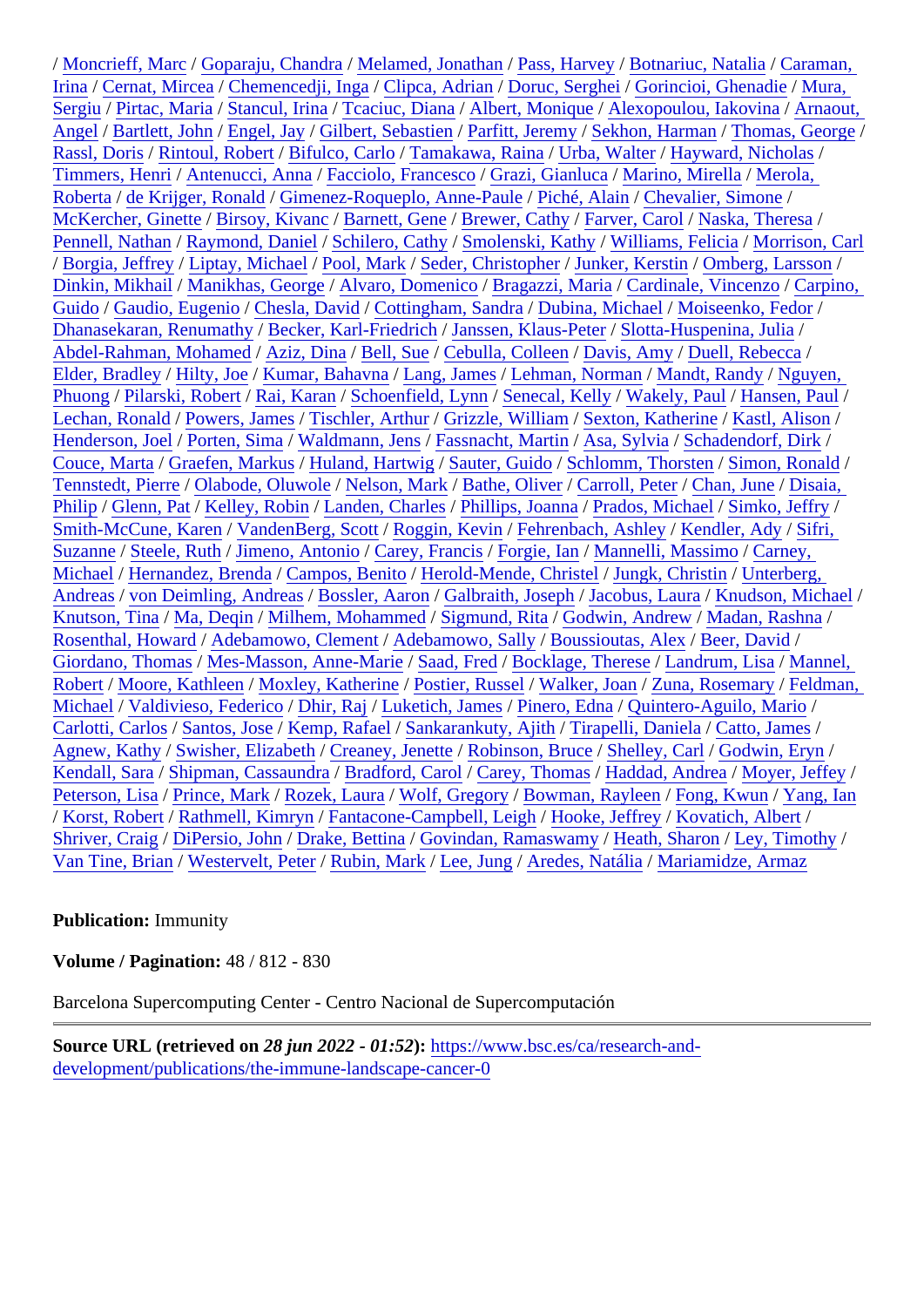/ Moncrieff, Marc / Goparaju, Chandra / Melamed, Jonathan / Pass, Harvey / Botnariuc, Natalia / Caraman, Irina / Cernat, Mircea / Chemencedji, Inga / Clipca, Adrian / Doruc, Serghei / Gorincioi, Ghenadie / Mura, Sergiu / Pirtac, Maria / Stancul, Irina / Tcaciuc, Diana / Albert, Monique / Alexopoulou, Iakovina / Arnaout, Angel / Bartlett, John / Engel, Jay / Gilbert, Sebastien / Parfitt, Jeremy / Sekhon, Harman / Thomas, George / Rassl, Doris / Rintoul, Robert / Bifulco, Carlo / Tamakawa, Raina / Urba, Walter / Hayward, Nicholas / Timmers, Henri / Antenucci, Anna / Facciolo, Francesco / Grazi, Gianluca / Marino, Mirella / Merola, Roberta / de Krijger, Ronald / Gimenez-Roqueplo, Anne-Paule / Piché, Alain / Chevalier, Simone / McKercher, Ginette / Birsoy, Kivanc / Barnett, Gene / Brewer, Cathy / Farver, Carol / Naska, Theresa / Pennell, Nathan / Raymond, Daniel / Schilero, Cathy / Smolenski, Kathy / Williams, Felicia / Morrison, Carl / Borgia, Jeffrey / Liptay, Michael / Pool, Mark / Seder, Christopher / Junker, Kerstin / Omberg, Larsson / Dinkin, Mikhail / Manikhas, George / Alvaro, Domenico / Bragazzi, Maria / Cardinale, Vincenzo / Carpino, Guido / Gaudio, Eugenio / Chesla, David / Cottingham, Sandra / Dubina, Michael / Moiseenko, Fedor / Dhanasekaran, Renumathy / Becker, Karl-Friedrich / Janssen, Klaus-Peter / Slotta-Huspenina, Julia / Abdel-Rahman, Mohamed / Aziz, Dina / Bell, Sue / Cebulla, Colleen / Davis, Amy / Duell, Rebecca / Elder, Bradley / Hilty, Joe / Kumar, Bahavna / Lang, James / Lehman, Norman / Mandt, Randy / Nguyen, Phuong / Pilarski, Robert / Rai, Karan / Schoenfield, Lynn / Senecal, Kelly / Wakely, Paul / Hansen, Paul / Lechan, Ronald / Powers, James / Tischler, Arthur / Grizzle, William / Sexton, Katherine / Kastl, Alison / Henderson, Joel / Porten, Sima / Waldmann, Jens / Fassnacht, Martin / Asa, Sylvia / Schadendorf, Dirk / Couce, Marta / Graefen, Markus / Huland, Hartwig / Sauter, Guido / Schlomm, Thorsten / Simon, Ronald / Tennstedt, Pierre / Olabode, Oluwole / Nelson, Mark / Bathe, Oliver / Carroll, Peter / Chan, June / Disaia, Philip / Glenn, Pat / Kelley, Robin / Landen, Charles / Phillips, Joanna / Prados, Michael / Simko, Jeffry / Smith-McCune, Karen / VandenBerg, Scott / Roggin, Kevin / Fehrenbach, Ashley / Kendler, Ady / Sifri, Suzanne / Steele, Ruth / Jimeno, Antonio / Carey, Francis / Forgie, Ian / Mannelli, Massimo / Carney, Michael / Hernandez, Brenda / Campos, Benito / Herold-Mende, Christel / Jungk, Christin / Unterberg, Andreas / von Deimling, Andreas / Bossler, Aaron / Galbraith, Joseph / Jacobus, Laura / Knudson, Michael / Knutson, Tina / Ma, Deqin / Milhem, Mohammed / Sigmund, Rita / Godwin, Andrew / Madan, Rashna / Rosenthal, Howard / Adebamowo, Clement / Adebamowo, Sally / Boussioutas, Alex / Beer, David / Giordano, Thomas / Mes-Masson, Anne-Marie / Saad, Fred / Bocklage, Therese / Landrum, Lisa / Mannel, Robert / Moore, Kathleen / Moxley, Katherine / Postier, Russel / Walker, Joan / Zuna, Rosemary / Feldman, Michael / Valdivieso, Federico / Dhir, Raj / Luketich, James / Pinero, Edna / Quintero-Aguilo, Mario / Carlotti, Carlos / Santos, Jose / Kemp, Rafael / Sankarankuty, Ajith / Tirapelli, Daniela / Catto, James / Agnew, Kathy / Swisher, Elizabeth / Creaney, Jenette / Robinson, Bruce / Shelley, Carl / Godwin, Eryn / Kendall, Sara / Shipman, Cassaundra / Bradford, Carol / Carey, Thomas / Haddad, Andrea / Moyer, Jeffey / Peterson, Lisa / Prince, Mark / Rozek, Laura / Wolf, Gregory / Bowman, Rayleen / Fong, Kwun / Yang, Ian / Korst, Robert / Rathmell, Kimryn / Fantacone-Campbell, Leigh / Hooke, Jeffrey / Kovatich, Albert / Shriver, Craig / DiPersio, John / Drake, Bettina / Govindan, Ramaswamy / Heath, Sharon / Ley, Timothy / Van Tine, Brian / Westervelt, Peter / Rubin, Mark / Lee, Jung / Aredes, Natália / Mariamidze, Armaz

**Publication:** Immunity

**Volume / Pagination:** 48 / 812 - 830

Barcelona Supercomputing Center - Centro Nacional de Supercomputación

---

**Source URL (retrieved on *28 jun 2022 - 01:52*):** https://www.bsc.es/ca/research-and-development/publications/the-immune-landscape-cancer-0